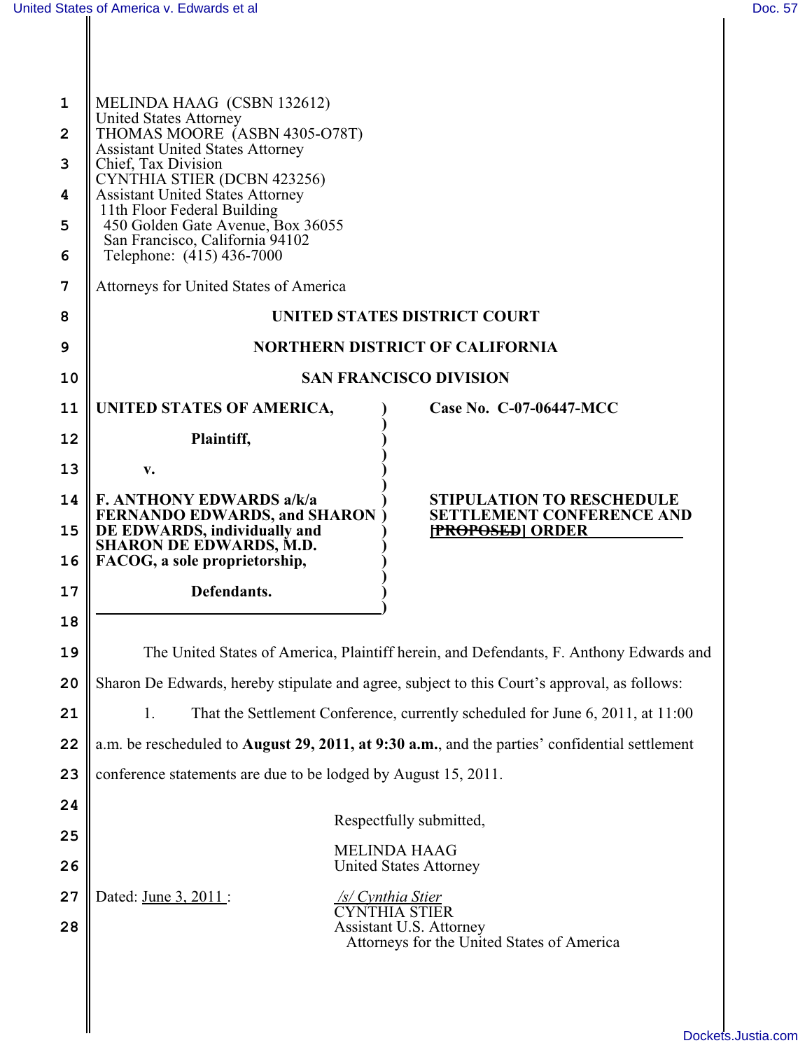MELINDA HAAG (CSBN 132612)
United States Attorney
THOMAS MOORE (ASBN 4305-O78T)
Assistant United States Attorney
Chief, Tax Division
CYNTHIA STIER (DCBN 423256)
Assistant United States Attorney
11th Floor Federal Building
450 Golden Gate Avenue, Box 36055
San Francisco, California 94102
Telephone: (415) 436-7000

Attorneys for United States of America

**UNITED STATES DISTRICT COURT**

**NORTHERN DISTRICT OF CALIFORNIA**

**SAN FRANCISCO DIVISION**

**UNITED STATES OF AMERICA,**

**Plaintiff,**

**v.**

**F. ANTHONY EDWARDS a/k/a FERNANDO EDWARDS, and SHARON DE EDWARDS, individually and SHARON DE EDWARDS, M.D. FACOG, a sole proprietorship,**

**Defendants.**

**Case No. C-07-06447-MCC**

**STIPULATION TO RESCHEDULE SETTLEMENT CONFERENCE AND ~~[PROPOSED]~~ ORDER**

The United States of America, Plaintiff herein, and Defendants, F. Anthony Edwards and Sharon De Edwards, hereby stipulate and agree, subject to this Court's approval, as follows:

1. That the Settlement Conference, currently scheduled for June 6, 2011, at 11:00 a.m. be rescheduled to **August 29, 2011, at 9:30 a.m.**, and the parties' confidential settlement conference statements are due to be lodged by August 15, 2011.

Respectfully submitted,

MELINDA HAAG
United States Attorney

Dated: June 3, 2011 :

*/s/ Cynthia Stier*
CYNTHIA STIER
Assistant U.S. Attorney
Attorneys for the United States of America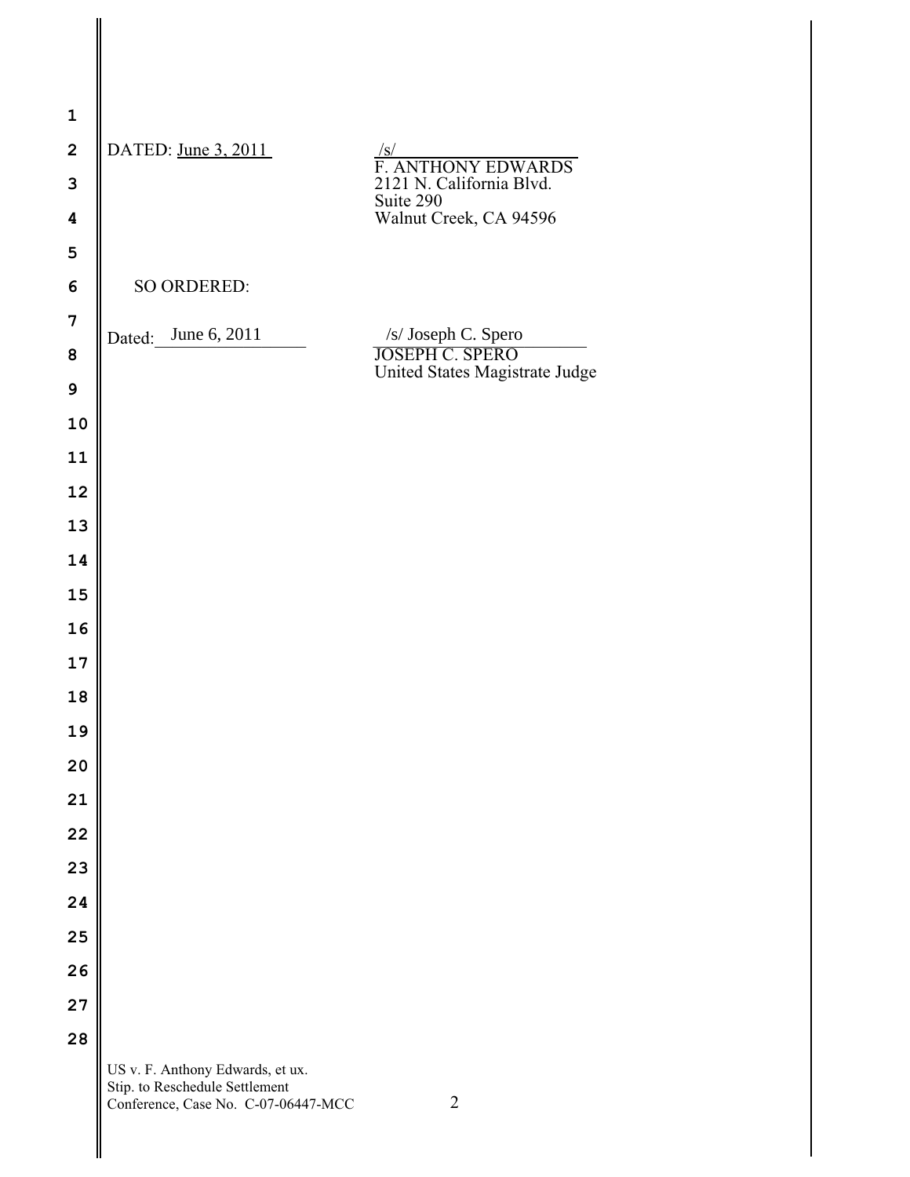DATED: June 3, 2011

/s/
F. ANTHONY EDWARDS
2121 N. California Blvd.
Suite 290
Walnut Creek, CA 94596

SO ORDERED:

Dated: June 6, 2011

/s/ Joseph C. Spero
JOSEPH C. SPERO
United States Magistrate Judge

US v. F. Anthony Edwards, et ux.
Stip. to Reschedule Settlement
Conference, Case No. C-07-06447-MCC